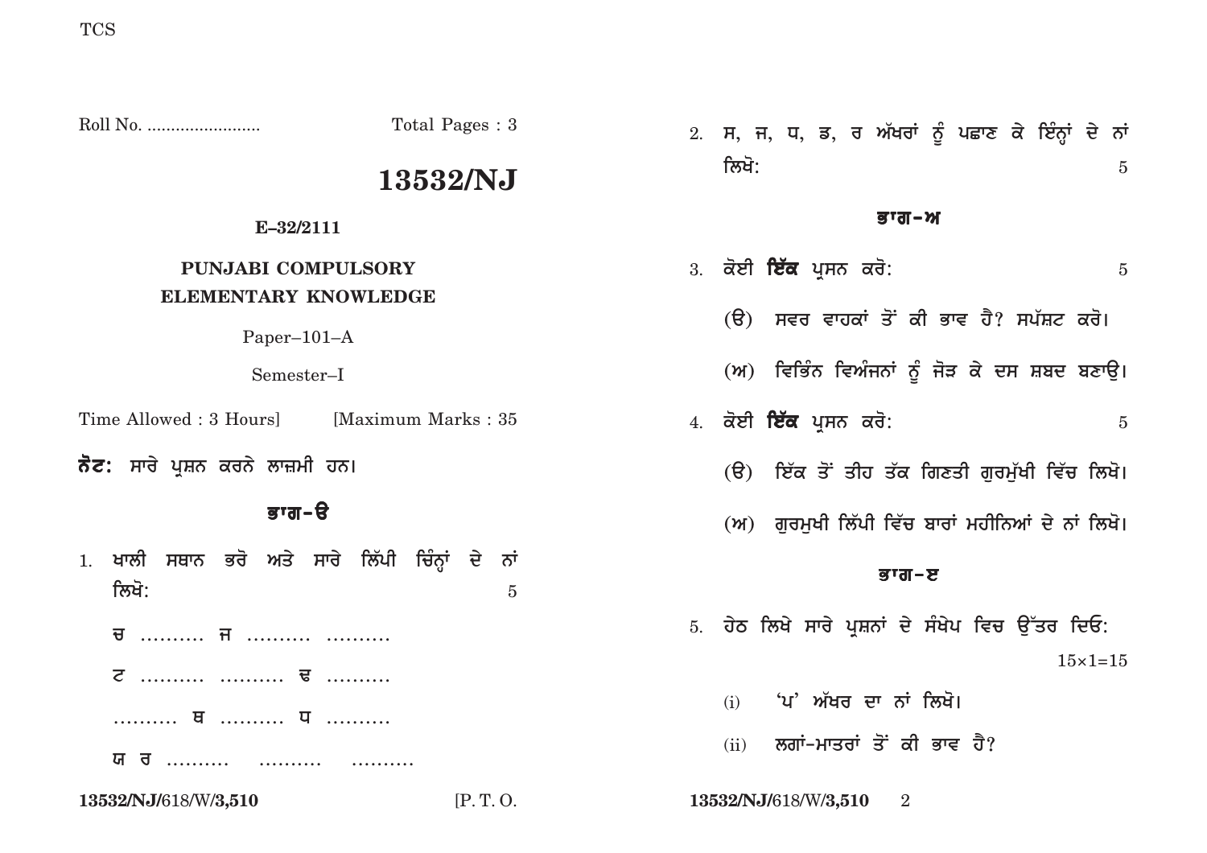TCS

Roll No. ........................ Total Pages : 3

# 13532/NJ

**E–32/2111**

**PUNJABI COMPULSORY**
**ELEMENTARY KNOWLEDGE**

Paper–101–A

Semester–I

Time Allowed : 3 Hours] [Maximum Marks : 35

**ਨੋਟ:** ਸਾਰੇ ਪ੍ਰਸ਼ਨ ਕਰਨੇ ਲਾਜ਼ਮੀ ਹਨ।

## ਭਾਗ-ੳ

1. ਖਾਲੀ ਸਥਾਨ ਭਰੋ ਅਤੇ ਸਾਰੇ ਲਿੱਪੀ ਚਿੰਨ੍ਹਾਂ ਦੇ ਨਾਂ ਲਿਖੋ: 5

   ਚ .......... ਜ .......... ..........

   ਟ .......... .......... ਢ ..........

   .......... ਥ .......... ਧ ..........

   ਯ ਰ .......... .......... ..........

2. ਸ, ਜ, ਧ, ਡ, ਰ ਅੱਖਰਾਂ ਨੂੰ ਪਛਾਣ ਕੇ ਇੰਨ੍ਹਾਂ ਦੇ ਨਾਂ ਲਿਖੋ: 5

## ਭਾਗ-ਅ

3. ਕੋਈ **ਇੱਕ** ਪ੍ਰਸਨ ਕਰੋ: 5

   (ੳ) ਸਵਰ ਵਾਹਕਾਂ ਤੋਂ ਕੀ ਭਾਵ ਹੈ? ਸਪੱਸ਼ਟ ਕਰੋ।

   (ਅ) ਵਿਭਿੰਨ ਵਿਅੰਜਨਾਂ ਨੂੰ ਜੋੜ ਕੇ ਦਸ ਸ਼ਬਦ ਬਣਾਉ।

4. ਕੋਈ **ਇੱਕ** ਪ੍ਰਸਨ ਕਰੋ: 5

   (ੳ) ਇੱਕ ਤੋਂ ਤੀਹ ਤੱਕ ਗਿਣਤੀ ਗੁਰਮੁੱਖੀ ਵਿੱਚ ਲਿਖੋ।

   (ਅ) ਗੁਰਮੁਖੀ ਲਿੱਪੀ ਵਿੱਚ ਬਾਰਾਂ ਮਹੀਨਿਆਂ ਦੇ ਨਾਂ ਲਿਖੋ।

## ਭਾਗ-ੲ

5. ਹੇਠ ਲਿਖੇ ਸਾਰੇ ਪ੍ਰਸ਼ਨਾਂ ਦੇ ਸੰਖੇਪ ਵਿਚ ਉੱਤਰ ਦਿਓ: 15×1=15

   (i) 'ਪ' ਅੱਖਰ ਦਾ ਨਾਂ ਲਿਖੋ।

   (ii) ਲਗਾਂ-ਮਾਤਰਾਂ ਤੋਂ ਕੀ ਭਾਵ ਹੈ?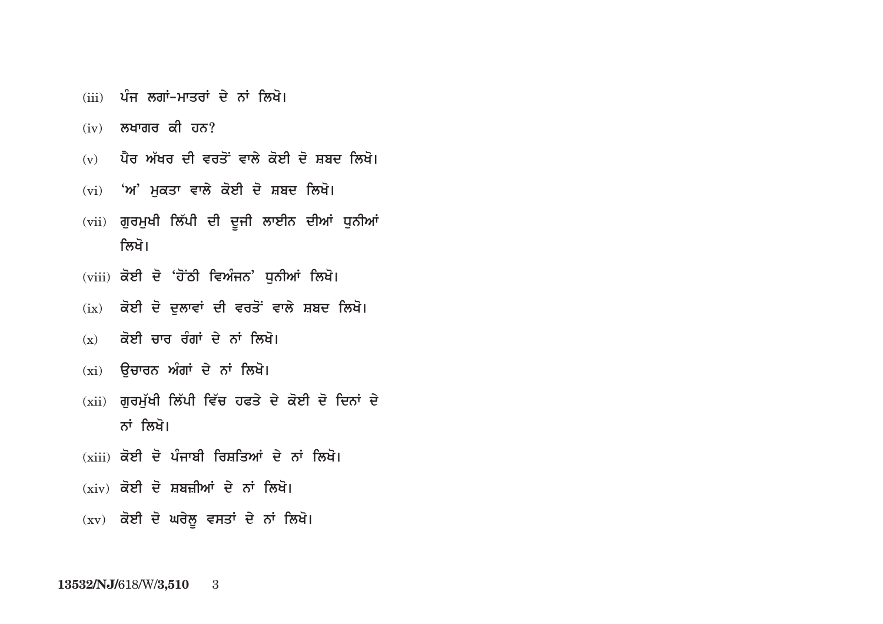(iii) ਪੰਜ ਲਗਾਂ-ਮਾਤਰਾਂ ਦੇ ਨਾਂ ਲਿਖੋ।

(iv) ਲਖਾਗਰ ਕੀ ਹਨ?

(v) ਪੈਰ ਅੱਖਰ ਦੀ ਵਰਤੋਂ ਵਾਲੇ ਕੋਈ ਦੋ ਸ਼ਬਦ ਲਿਖੋ।

(vi) 'ਅ' ਮੁਕਤਾ ਵਾਲੇ ਕੋਈ ਦੋ ਸ਼ਬਦ ਲਿਖੋ।

(vii) ਗੁਰਮੁਖੀ ਲਿੱਪੀ ਦੀ ਦੂਜੀ ਲਾਈਨ ਦੀਆਂ ਧੁਨੀਆਂ ਲਿਖੋ।

(viii) ਕੋਈ ਦੋ 'ਹੋਂਠੀ ਵਿਅੰਜਨ' ਧੁਨੀਆਂ ਲਿਖੋ।

(ix) ਕੋਈ ਦੋ ਦੁਲਾਵਾਂ ਦੀ ਵਰਤੋਂ ਵਾਲੇ ਸ਼ਬਦ ਲਿਖੋ।

(x) ਕੋਈ ਚਾਰ ਰੰਗਾਂ ਦੇ ਨਾਂ ਲਿਖੋ।

(xi) ਉਚਾਰਨ ਅੰਗਾਂ ਦੇ ਨਾਂ ਲਿਖੋ।

(xii) ਗੁਰਮੁੱਖੀ ਲਿੱਪੀ ਵਿੱਚ ਹਫਤੇ ਦੇ ਕੋਈ ਦੋ ਦਿਨਾਂ ਦੇ ਨਾਂ ਲਿਖੋ।

(xiii) ਕੋਈ ਦੋ ਪੰਜਾਬੀ ਰਿਸ਼ਤਿਆਂ ਦੇ ਨਾਂ ਲਿਖੋ।

(xiv) ਕੋਈ ਦੋ ਸ਼ਬਜ਼ੀਆਂ ਦੇ ਨਾਂ ਲਿਖੋ।

(xv) ਕੋਈ ਦੋ ਘਰੇਲੂ ਵਸਤਾਂ ਦੇ ਨਾਂ ਲਿਖੋ।